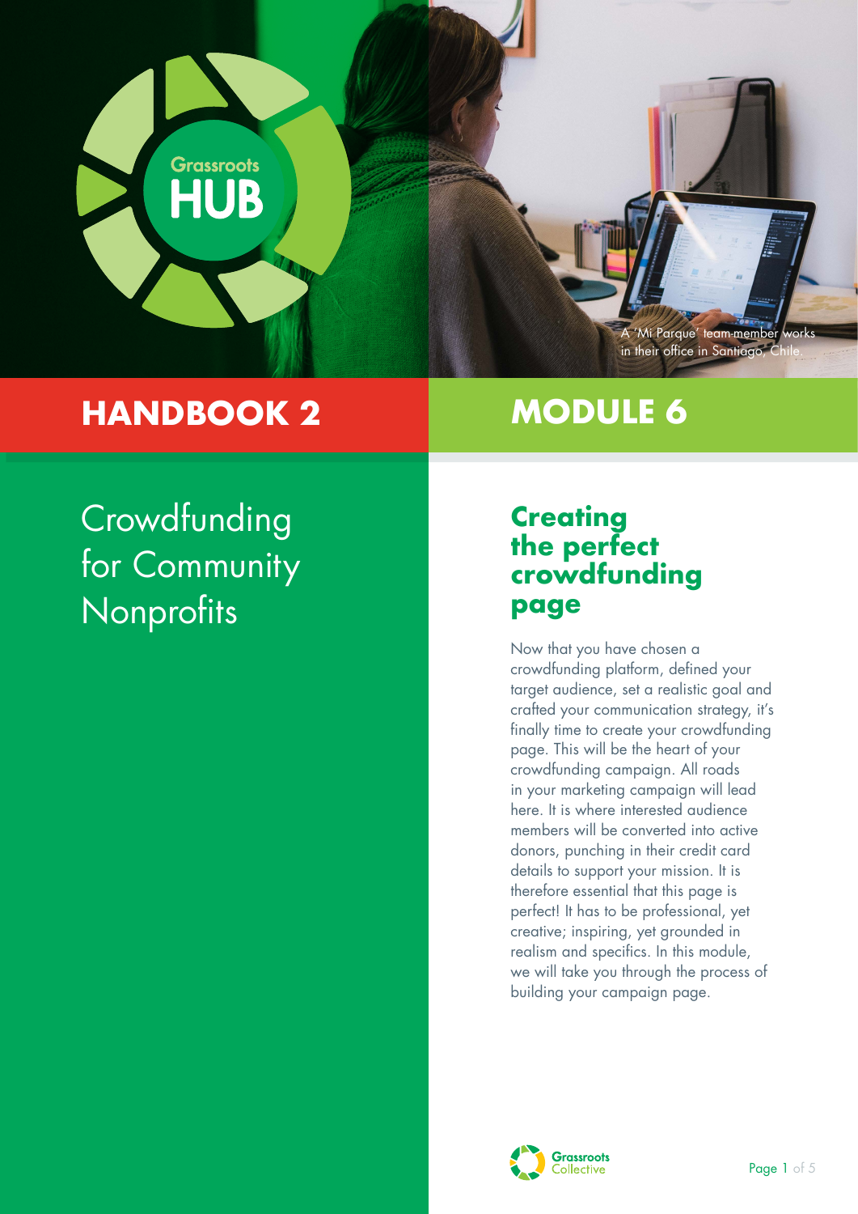Grassroots HUB

A 'Mi Parque' team-member works in their office in Santiago, Chile.

# HANDBOOK 2

# MODULE 6

Crowdfunding for Community Nonprofits

## Creating the perfect crowdfunding page

Now that you have chosen a crowdfunding platform, defined your target audience, set a realistic goal and crafted your communication strategy, it's finally time to create your crowdfunding page. This will be the heart of your crowdfunding campaign. All roads in your marketing campaign will lead here. It is where interested audience members will be converted into active donors, punching in their credit card details to support your mission. It is therefore essential that this page is perfect! It has to be professional, yet creative; inspiring, yet grounded in realism and specifics. In this module, we will take you through the process of building your campaign page.

Grassroots Collective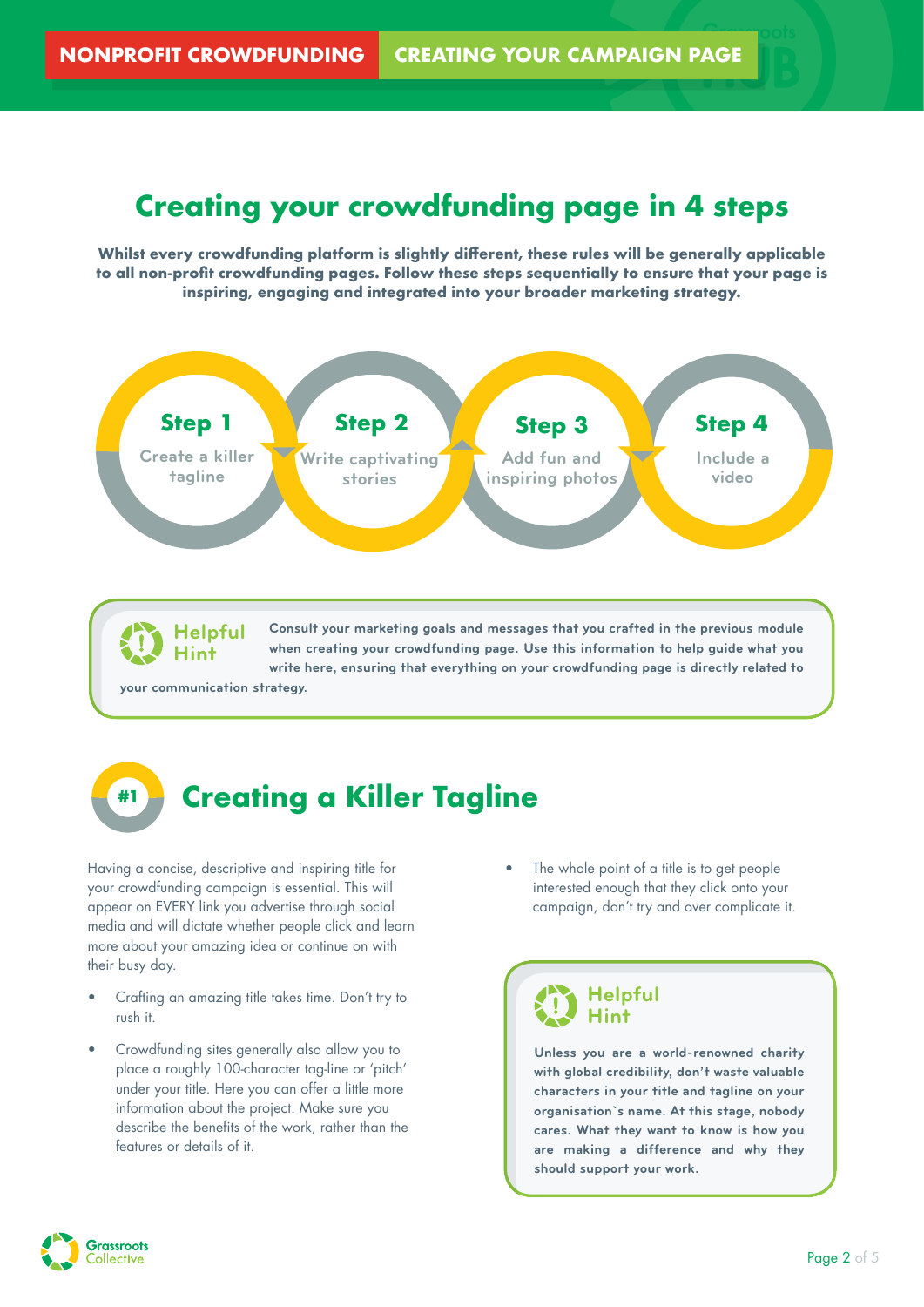# Creating your crowdfunding page in 4 steps

**Whilst every crowdfunding platform is slightly different, these rules will be generally applicable to all non-profit crowdfunding pages. Follow these steps sequentially to ensure that your page is inspiring, engaging and integrated into your broader marketing strategy.**

**Step 1** Create a killer tagline

**Step 2** Write captivating stories

**Step 3** Add fun and inspiring photos

**Step 4** Include a video

> **Helpful Hint**
>
> **Consult your marketing goals and messages that you crafted in the previous module when creating your crowdfunding page. Use this information to help guide what you write here, ensuring that everything on your crowdfunding page is directly related to your communication strategy.**

## #1 Creating a Killer Tagline

Having a concise, descriptive and inspiring title for your crowdfunding campaign is essential. This will appear on EVERY link you advertise through social media and will dictate whether people click and learn more about your amazing idea or continue on with their busy day.

- Crafting an amazing title takes time. Don't try to rush it.
- Crowdfunding sites generally also allow you to place a roughly 100-character tag-line or 'pitch' under your title. Here you can offer a little more information about the project. Make sure you describe the benefits of the work, rather than the features or details of it.
- The whole point of a title is to get people interested enough that they click onto your campaign, don't try and over complicate it.

> **Helpful Hint**
>
> **Unless you are a world-renowned charity with global credibility, don't waste valuable characters in your title and tagline on your organisation`s name. At this stage, nobody cares. What they want to know is how you are making a difference and why they should support your work.**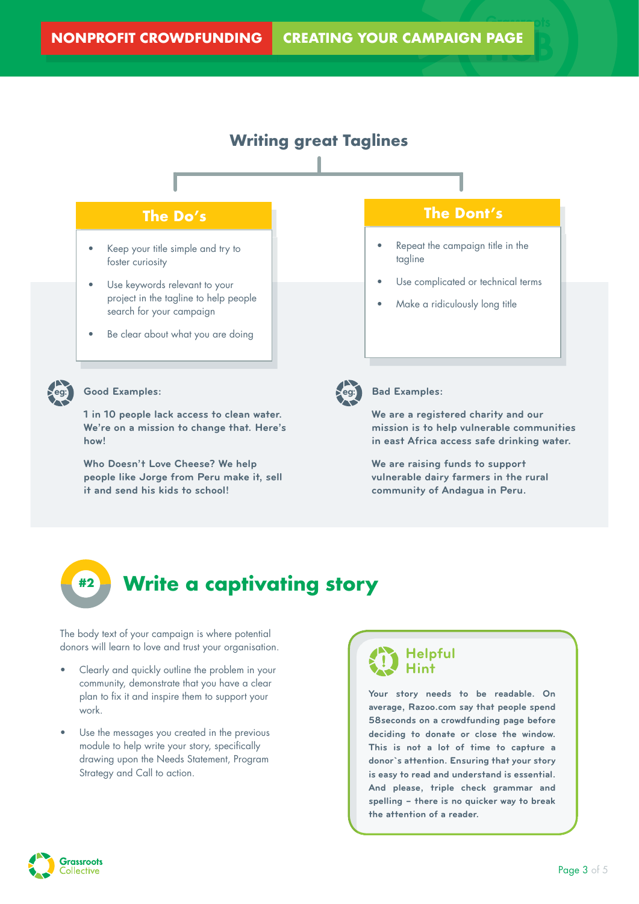## Writing great Taglines

### The Do's

- Keep your title simple and try to foster curiosity
- Use keywords relevant to your project in the tagline to help people search for your campaign
- Be clear about what you are doing

### The Dont's

- Repeat the campaign title in the tagline
- Use complicated or technical terms
- Make a ridiculously long title

**Good Examples:**

**1 in 10 people lack access to clean water. We're on a mission to change that. Here's how!**

**Who Doesn't Love Cheese? We help people like Jorge from Peru make it, sell it and send his kids to school!**

**Bad Examples:**

**We are a registered charity and our mission is to help vulnerable communities in east Africa access safe drinking water.**

**We are raising funds to support vulnerable dairy farmers in the rural community of Andagua in Peru.**

## #2 Write a captivating story

The body text of your campaign is where potential donors will learn to love and trust your organisation.

- Clearly and quickly outline the problem in your community, demonstrate that you have a clear plan to fix it and inspire them to support your work.
- Use the messages you created in the previous module to help write your story, specifically drawing upon the Needs Statement, Program Strategy and Call to action.

### Helpful Hint

**Your story needs to be readable. On average, Razoo.com say that people spend 58seconds on a crowdfunding page before deciding to donate or close the window. This is not a lot of time to capture a donor`s attention. Ensuring that your story is easy to read and understand is essential. And please, triple check grammar and spelling – there is no quicker way to break the attention of a reader.**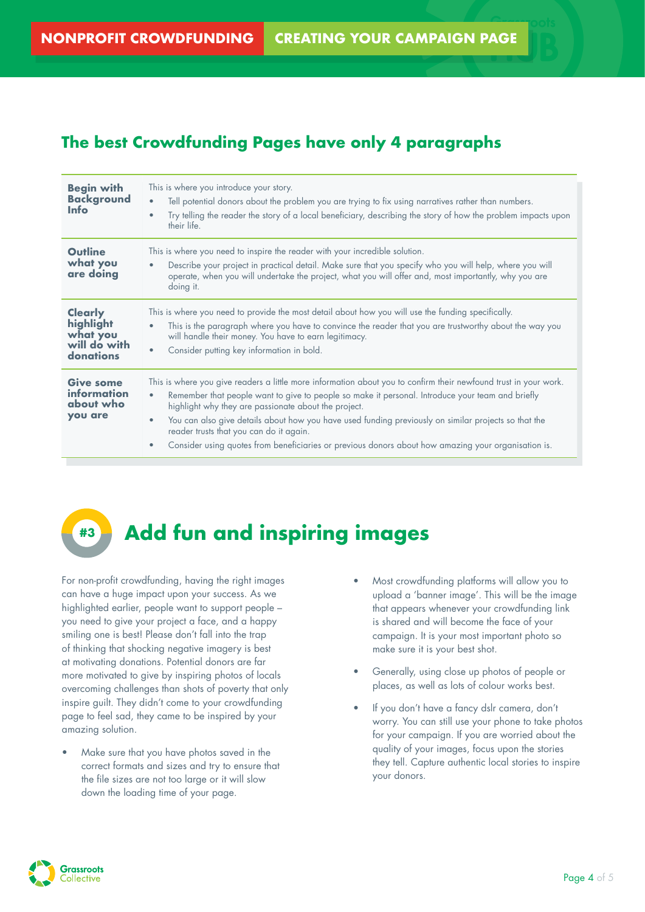## The best Crowdfunding Pages have only 4 paragraphs

| | |
|---|---|
| **Begin with Background Info** | This is where you introduce your story.<br>• Tell potential donors about the problem you are trying to fix using narratives rather than numbers.<br>• Try telling the reader the story of a local beneficiary, describing the story of how the problem impacts upon their life. |
| **Outline what you are doing** | This is where you need to inspire the reader with your incredible solution.<br>• Describe your project in practical detail. Make sure that you specify who you will help, where you will operate, when you will undertake the project, what you will offer and, most importantly, why you are doing it. |
| **Clearly highlight what you will do with donations** | This is where you need to provide the most detail about how you will use the funding specifically.<br>• This is the paragraph where you have to convince the reader that you are trustworthy about the way you will handle their money. You have to earn legitimacy.<br>• Consider putting key information in bold. |
| **Give some information about who you are** | This is where you give readers a little more information about you to confirm their newfound trust in your work.<br>• Remember that people want to give to people so make it personal. Introduce your team and briefly highlight why they are passionate about the project.<br>• You can also give details about how you have used funding previously on similar projects so that the reader trusts that you can do it again.<br>• Consider using quotes from beneficiaries or previous donors about how amazing your organisation is. |

## #3 Add fun and inspiring images

For non-profit crowdfunding, having the right images can have a huge impact upon your success. As we highlighted earlier, people want to support people – you need to give your project a face, and a happy smiling one is best! Please don't fall into the trap of thinking that shocking negative imagery is best at motivating donations. Potential donors are far more motivated to give by inspiring photos of locals overcoming challenges than shots of poverty that only inspire guilt. They didn't come to your crowdfunding page to feel sad, they came to be inspired by your amazing solution.

- Make sure that you have photos saved in the correct formats and sizes and try to ensure that the file sizes are not too large or it will slow down the loading time of your page.
- Most crowdfunding platforms will allow you to upload a 'banner image'. This will be the image that appears whenever your crowdfunding link is shared and will become the face of your campaign. It is your most important photo so make sure it is your best shot.
- Generally, using close up photos of people or places, as well as lots of colour works best.
- If you don't have a fancy dslr camera, don't worry. You can still use your phone to take photos for your campaign. If you are worried about the quality of your images, focus upon the stories they tell. Capture authentic local stories to inspire your donors.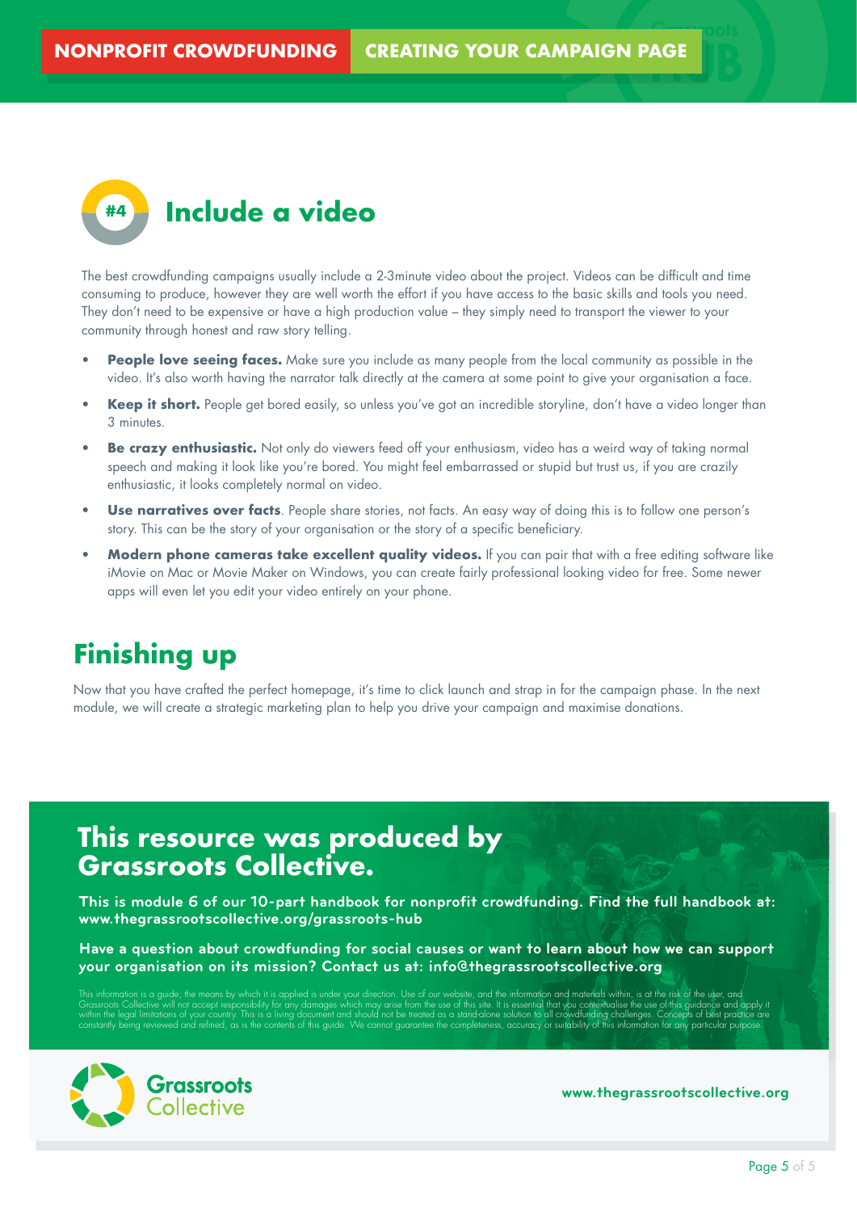## #4 Include a video

The best crowdfunding campaigns usually include a 2-3minute video about the project. Videos can be difficult and time consuming to produce, however they are well worth the effort if you have access to the basic skills and tools you need. They don't need to be expensive or have a high production value – they simply need to transport the viewer to your community through honest and raw story telling.

- **People love seeing faces.** Make sure you include as many people from the local community as possible in the video. It's also worth having the narrator talk directly at the camera at some point to give your organisation a face.
- **Keep it short.** People get bored easily, so unless you've got an incredible storyline, don't have a video longer than 3 minutes.
- **Be crazy enthusiastic.** Not only do viewers feed off your enthusiasm, video has a weird way of taking normal speech and making it look like you're bored. You might feel embarrassed or stupid but trust us, if you are crazily enthusiastic, it looks completely normal on video.
- **Use narratives over facts**. People share stories, not facts. An easy way of doing this is to follow one person's story. This can be the story of your organisation or the story of a specific beneficiary.
- **Modern phone cameras take excellent quality videos.** If you can pair that with a free editing software like iMovie on Mac or Movie Maker on Windows, you can create fairly professional looking video for free. Some newer apps will even let you edit your video entirely on your phone.

## Finishing up

Now that you have crafted the perfect homepage, it's time to click launch and strap in for the campaign phase. In the next module, we will create a strategic marketing plan to help you drive your campaign and maximise donations.

## This resource was produced by Grassroots Collective.

**This is module 6 of our 10-part handbook for nonprofit crowdfunding. Find the full handbook at: www.thegrassrootscollective.org/grassroots-hub**

**Have a question about crowdfunding for social causes or want to learn about how we can support your organisation on its mission? Contact us at: info@thegrassrootscollective.org**

This information is a guide; the means by which it is applied is under your direction. Use of our website, and the information and materials within, is at the risk of the user, and Grassroots Collective will not accept responsibility for any damages which may arise from the use of this site. It is essential that you contextualise the use of this guidance and apply it within the legal limitations of your country. This is a living document and should not be treated as a stand-alone solution to all crowdfunding challenges. Concepts of best practice are constantly being reviewed and refined, as is the contents of this guide. We cannot guarantee the completeness, accuracy or suitability of this information for any particular purpose.

Grassroots Collective

www.thegrassrootscollective.org